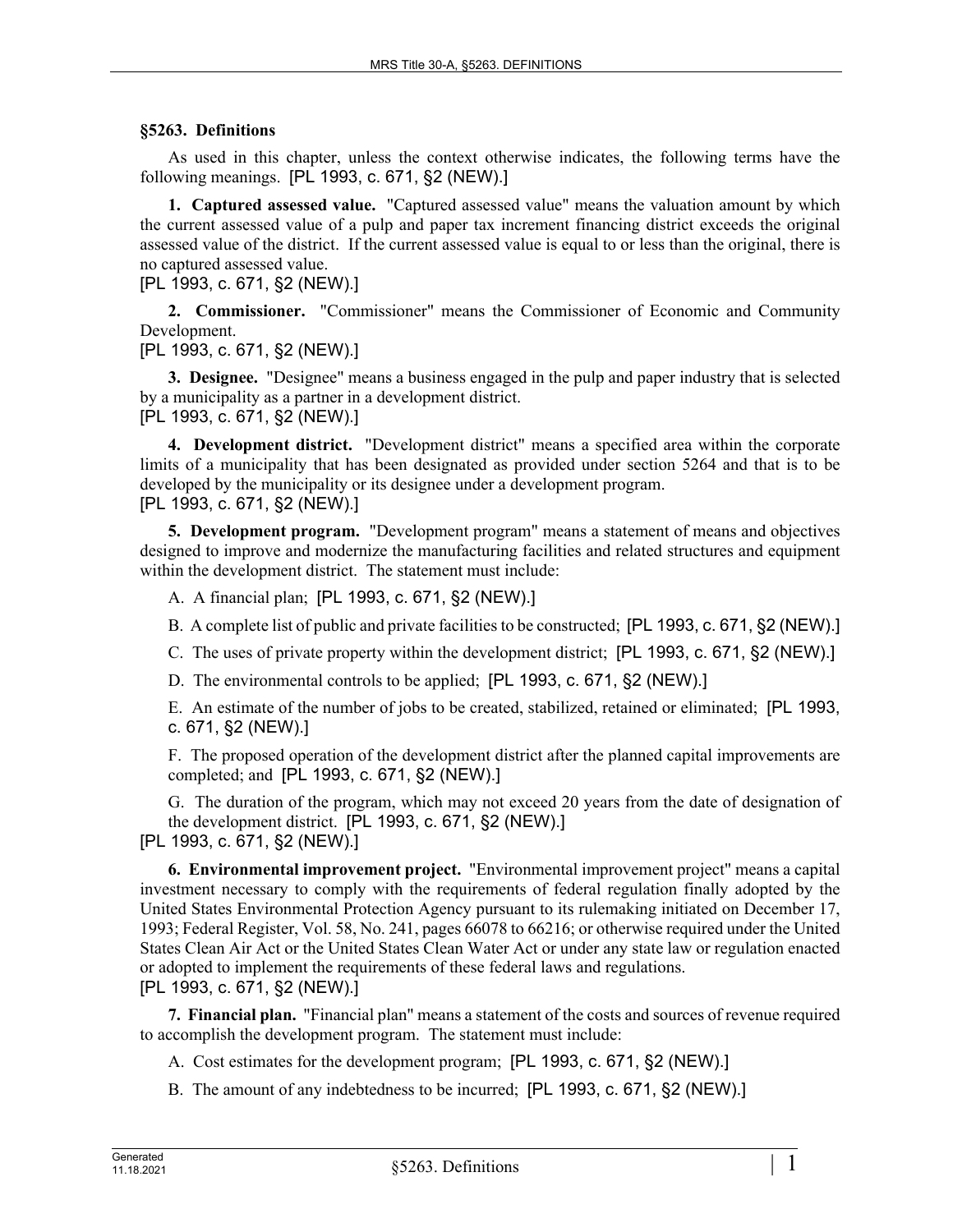## §5263. Definitions

As used in this chapter, unless the context otherwise indicates, the following terms have the following meanings. [PL 1993, c. 671, §2 (NEW).]

**1. Captured assessed value.** "Captured assessed value" means the valuation amount by which the current assessed value of a pulp and paper tax increment financing district exceeds the original assessed value of the district. If the current assessed value is equal to or less than the original, there is no captured assessed value.

[PL 1993, c. 671, §2 (NEW).]

**2. Commissioner.** "Commissioner" means the Commissioner of Economic and Community Development.

[PL 1993, c. 671, §2 (NEW).]

**3. Designee.** "Designee" means a business engaged in the pulp and paper industry that is selected by a municipality as a partner in a development district.

[PL 1993, c. 671, §2 (NEW).]

**4. Development district.** "Development district" means a specified area within the corporate limits of a municipality that has been designated as provided under section 5264 and that is to be developed by the municipality or its designee under a development program.

[PL 1993, c. 671, §2 (NEW).]

**5. Development program.** "Development program" means a statement of means and objectives designed to improve and modernize the manufacturing facilities and related structures and equipment within the development district. The statement must include:

A. A financial plan; [PL 1993, c. 671, §2 (NEW).]

B. A complete list of public and private facilities to be constructed; [PL 1993, c. 671, §2 (NEW).]

C. The uses of private property within the development district; [PL 1993, c. 671, §2 (NEW).]

D. The environmental controls to be applied; [PL 1993, c. 671, §2 (NEW).]

E. An estimate of the number of jobs to be created, stabilized, retained or eliminated; [PL 1993, c. 671, §2 (NEW).]

F. The proposed operation of the development district after the planned capital improvements are completed; and [PL 1993, c. 671, §2 (NEW).]

G. The duration of the program, which may not exceed 20 years from the date of designation of the development district. [PL 1993, c. 671, §2 (NEW).]

[PL 1993, c. 671, §2 (NEW).]

**6. Environmental improvement project.** "Environmental improvement project" means a capital investment necessary to comply with the requirements of federal regulation finally adopted by the United States Environmental Protection Agency pursuant to its rulemaking initiated on December 17, 1993; Federal Register, Vol. 58, No. 241, pages 66078 to 66216; or otherwise required under the United States Clean Air Act or the United States Clean Water Act or under any state law or regulation enacted or adopted to implement the requirements of these federal laws and regulations.

[PL 1993, c. 671, §2 (NEW).]

**7. Financial plan.** "Financial plan" means a statement of the costs and sources of revenue required to accomplish the development program. The statement must include:

A. Cost estimates for the development program; [PL 1993, c. 671, §2 (NEW).]

B. The amount of any indebtedness to be incurred; [PL 1993, c. 671, §2 (NEW).]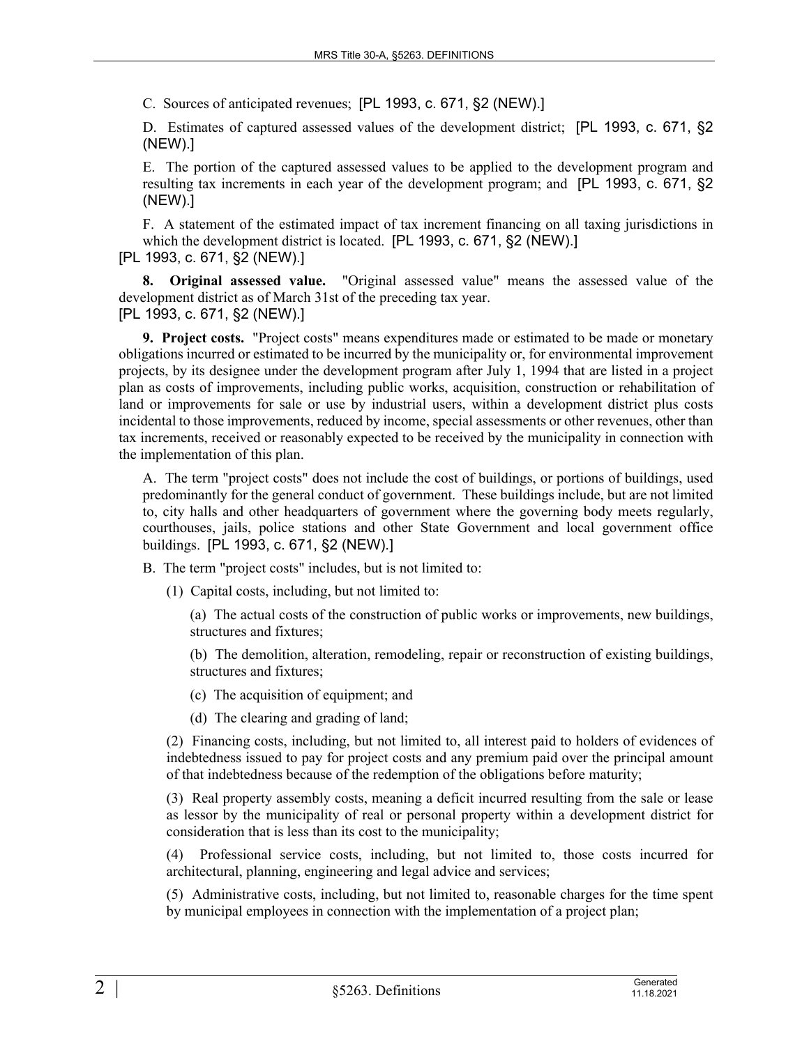C. Sources of anticipated revenues; [PL 1993, c. 671, §2 (NEW).]

D. Estimates of captured assessed values of the development district; [PL 1993, c. 671, §2 (NEW).]

E. The portion of the captured assessed values to be applied to the development program and resulting tax increments in each year of the development program; and [PL 1993, c. 671, §2 (NEW).]

F. A statement of the estimated impact of tax increment financing on all taxing jurisdictions in which the development district is located. [PL 1993, c. 671, §2 (NEW).]

[PL 1993, c. 671, §2 (NEW).]

**8. Original assessed value.** "Original assessed value" means the assessed value of the development district as of March 31st of the preceding tax year.

[PL 1993, c. 671, §2 (NEW).]

**9. Project costs.** "Project costs" means expenditures made or estimated to be made or monetary obligations incurred or estimated to be incurred by the municipality or, for environmental improvement projects, by its designee under the development program after July 1, 1994 that are listed in a project plan as costs of improvements, including public works, acquisition, construction or rehabilitation of land or improvements for sale or use by industrial users, within a development district plus costs incidental to those improvements, reduced by income, special assessments or other revenues, other than tax increments, received or reasonably expected to be received by the municipality in connection with the implementation of this plan.

A. The term "project costs" does not include the cost of buildings, or portions of buildings, used predominantly for the general conduct of government. These buildings include, but are not limited to, city halls and other headquarters of government where the governing body meets regularly, courthouses, jails, police stations and other State Government and local government office buildings. [PL 1993, c. 671, §2 (NEW).]

B. The term "project costs" includes, but is not limited to:

(1) Capital costs, including, but not limited to:

(a) The actual costs of the construction of public works or improvements, new buildings, structures and fixtures;

(b) The demolition, alteration, remodeling, repair or reconstruction of existing buildings, structures and fixtures;

(c) The acquisition of equipment; and

(d) The clearing and grading of land;

(2) Financing costs, including, but not limited to, all interest paid to holders of evidences of indebtedness issued to pay for project costs and any premium paid over the principal amount of that indebtedness because of the redemption of the obligations before maturity;

(3) Real property assembly costs, meaning a deficit incurred resulting from the sale or lease as lessor by the municipality of real or personal property within a development district for consideration that is less than its cost to the municipality;

(4) Professional service costs, including, but not limited to, those costs incurred for architectural, planning, engineering and legal advice and services;

(5) Administrative costs, including, but not limited to, reasonable charges for the time spent by municipal employees in connection with the implementation of a project plan;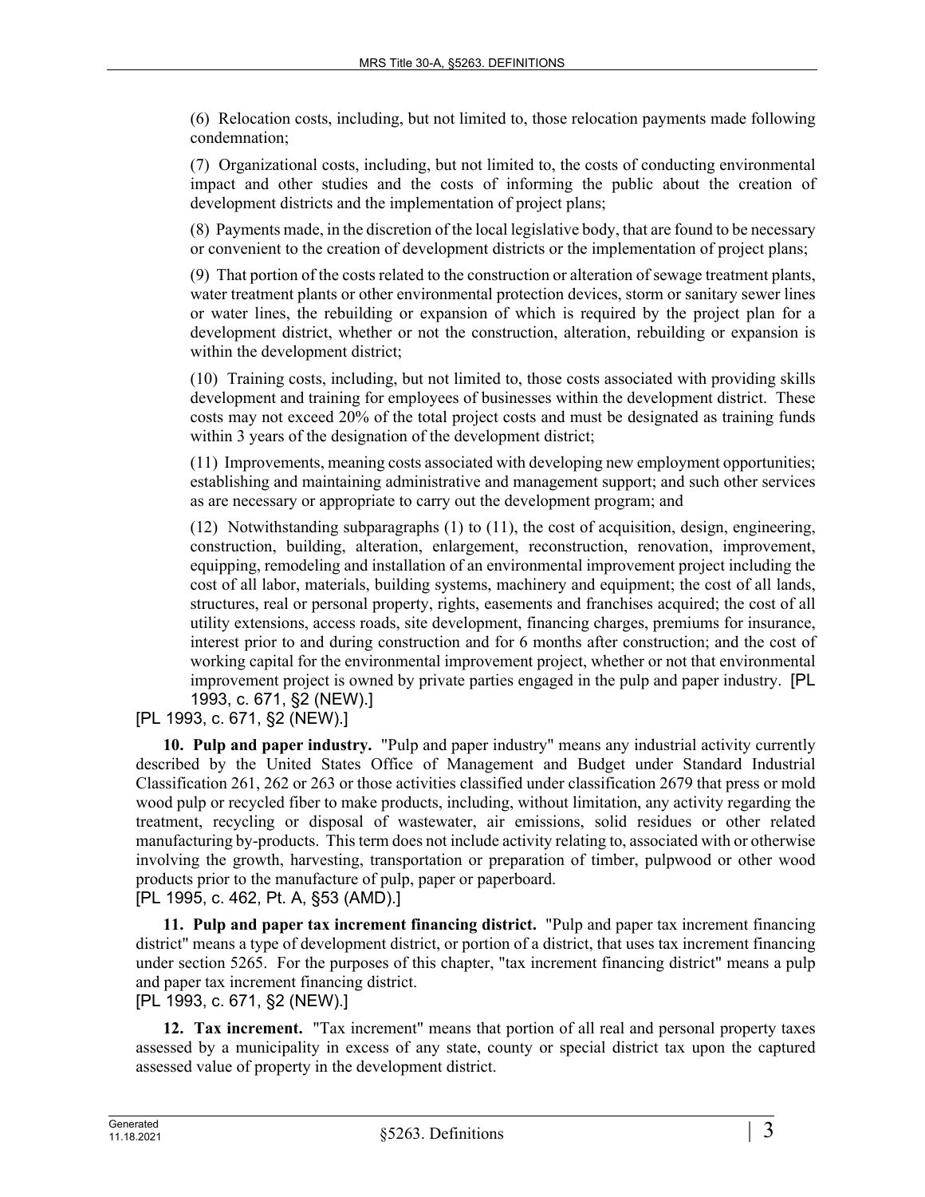(6) Relocation costs, including, but not limited to, those relocation payments made following condemnation;

(7) Organizational costs, including, but not limited to, the costs of conducting environmental impact and other studies and the costs of informing the public about the creation of development districts and the implementation of project plans;

(8) Payments made, in the discretion of the local legislative body, that are found to be necessary or convenient to the creation of development districts or the implementation of project plans;

(9) That portion of the costs related to the construction or alteration of sewage treatment plants, water treatment plants or other environmental protection devices, storm or sanitary sewer lines or water lines, the rebuilding or expansion of which is required by the project plan for a development district, whether or not the construction, alteration, rebuilding or expansion is within the development district;

(10) Training costs, including, but not limited to, those costs associated with providing skills development and training for employees of businesses within the development district. These costs may not exceed 20% of the total project costs and must be designated as training funds within 3 years of the designation of the development district;

(11) Improvements, meaning costs associated with developing new employment opportunities; establishing and maintaining administrative and management support; and such other services as are necessary or appropriate to carry out the development program; and

(12) Notwithstanding subparagraphs (1) to (11), the cost of acquisition, design, engineering, construction, building, alteration, enlargement, reconstruction, renovation, improvement, equipping, remodeling and installation of an environmental improvement project including the cost of all labor, materials, building systems, machinery and equipment; the cost of all lands, structures, real or personal property, rights, easements and franchises acquired; the cost of all utility extensions, access roads, site development, financing charges, premiums for insurance, interest prior to and during construction and for 6 months after construction; and the cost of working capital for the environmental improvement project, whether or not that environmental improvement project is owned by private parties engaged in the pulp and paper industry. [PL 1993, c. 671, §2 (NEW).]

[PL 1993, c. 671, §2 (NEW).]

**10. Pulp and paper industry.** "Pulp and paper industry" means any industrial activity currently described by the United States Office of Management and Budget under Standard Industrial Classification 261, 262 or 263 or those activities classified under classification 2679 that press or mold wood pulp or recycled fiber to make products, including, without limitation, any activity regarding the treatment, recycling or disposal of wastewater, air emissions, solid residues or other related manufacturing by-products. This term does not include activity relating to, associated with or otherwise involving the growth, harvesting, transportation or preparation of timber, pulpwood or other wood products prior to the manufacture of pulp, paper or paperboard.

[PL 1995, c. 462, Pt. A, §53 (AMD).]

**11. Pulp and paper tax increment financing district.** "Pulp and paper tax increment financing district" means a type of development district, or portion of a district, that uses tax increment financing under section 5265. For the purposes of this chapter, "tax increment financing district" means a pulp and paper tax increment financing district.

[PL 1993, c. 671, §2 (NEW).]

**12. Tax increment.** "Tax increment" means that portion of all real and personal property taxes assessed by a municipality in excess of any state, county or special district tax upon the captured assessed value of property in the development district.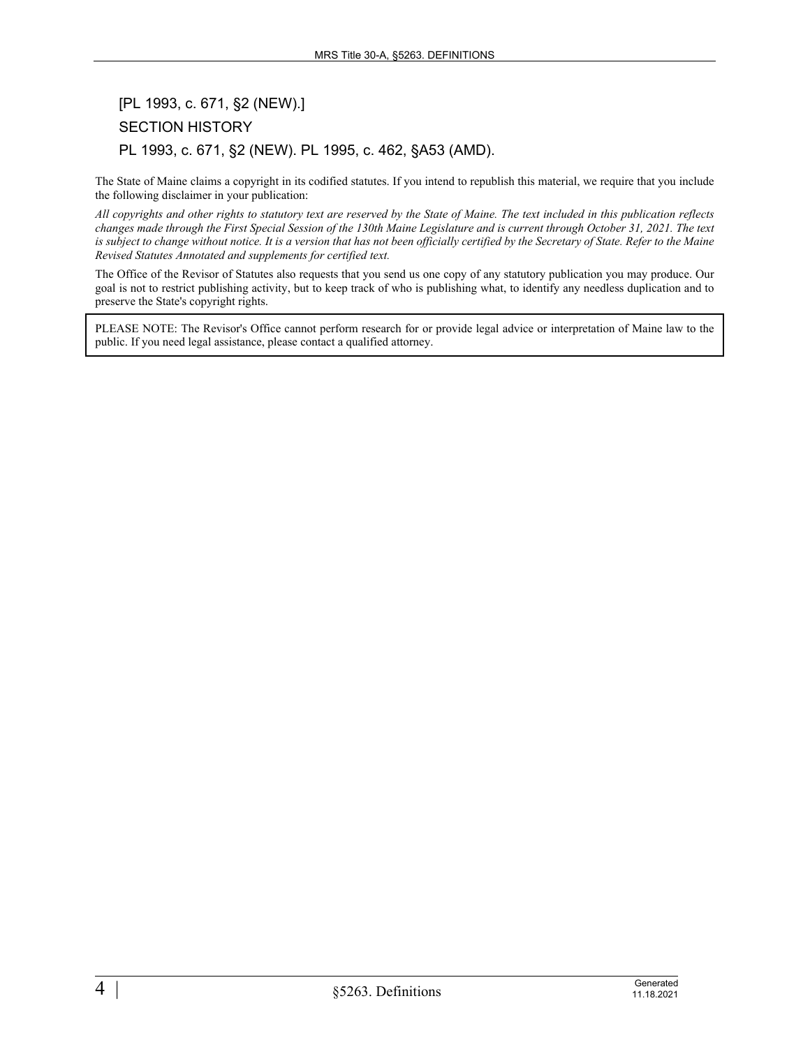[PL 1993, c. 671, §2 (NEW).]

SECTION HISTORY

PL 1993, c. 671, §2 (NEW). PL 1995, c. 462, §A53 (AMD).

The State of Maine claims a copyright in its codified statutes. If you intend to republish this material, we require that you include the following disclaimer in your publication:

*All copyrights and other rights to statutory text are reserved by the State of Maine. The text included in this publication reflects changes made through the First Special Session of the 130th Maine Legislature and is current through October 31, 2021. The text is subject to change without notice. It is a version that has not been officially certified by the Secretary of State. Refer to the Maine Revised Statutes Annotated and supplements for certified text.*

The Office of the Revisor of Statutes also requests that you send us one copy of any statutory publication you may produce. Our goal is not to restrict publishing activity, but to keep track of who is publishing what, to identify any needless duplication and to preserve the State's copyright rights.

PLEASE NOTE: The Revisor's Office cannot perform research for or provide legal advice or interpretation of Maine law to the public. If you need legal assistance, please contact a qualified attorney.